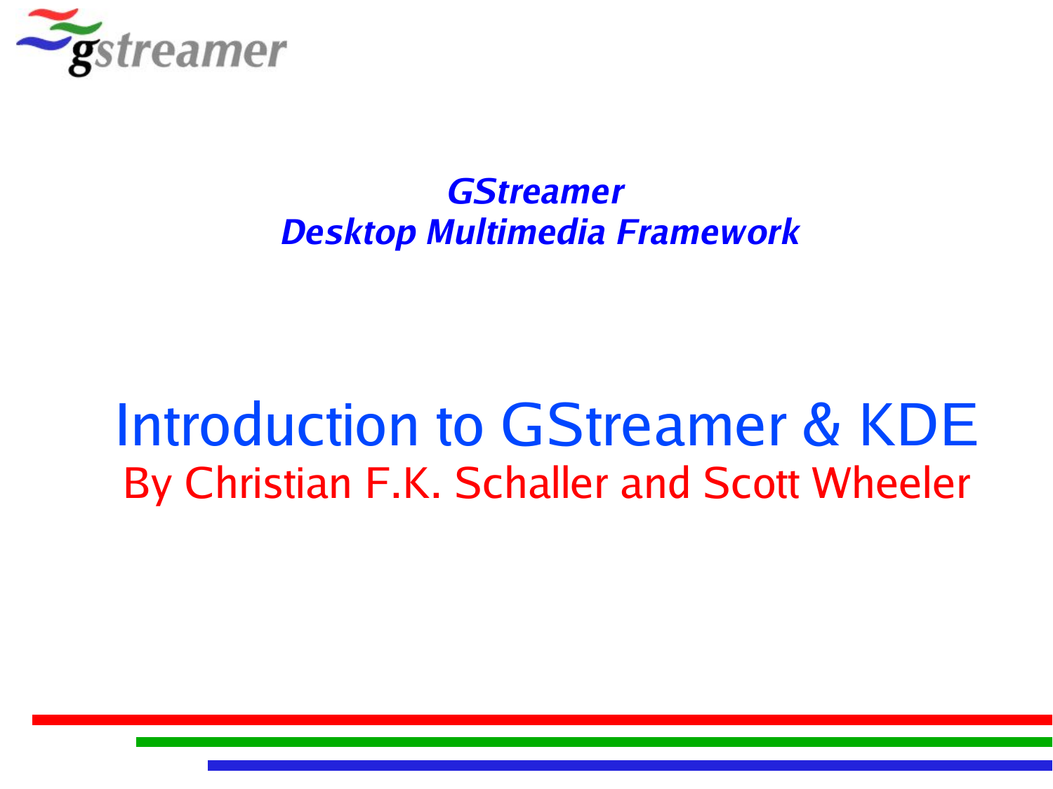gstreamer

***GStreamer***
***Desktop Multimedia Framework***

# Introduction to GStreamer & KDE

By Christian F.K. Schaller and Scott Wheeler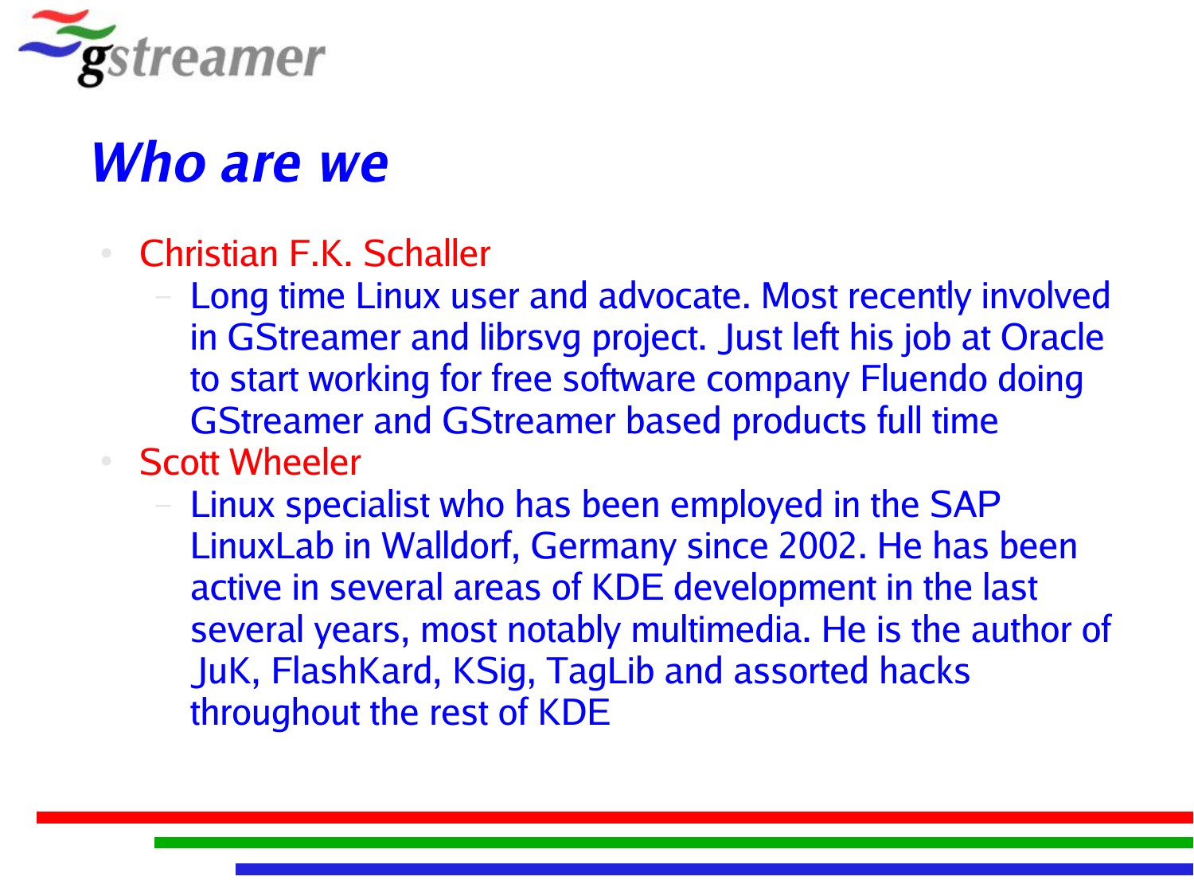# *Who are we*

- Christian F.K. Schaller
  - Long time Linux user and advocate. Most recently involved in GStreamer and librsvg project. Just left his job at Oracle to start working for free software company Fluendo doing GStreamer and GStreamer based products full time
- Scott Wheeler
  - Linux specialist who has been employed in the SAP LinuxLab in Walldorf, Germany since 2002. He has been active in several areas of KDE development in the last several years, most notably multimedia. He is the author of JuK, FlashKard, KSig, TagLib and assorted hacks throughout the rest of KDE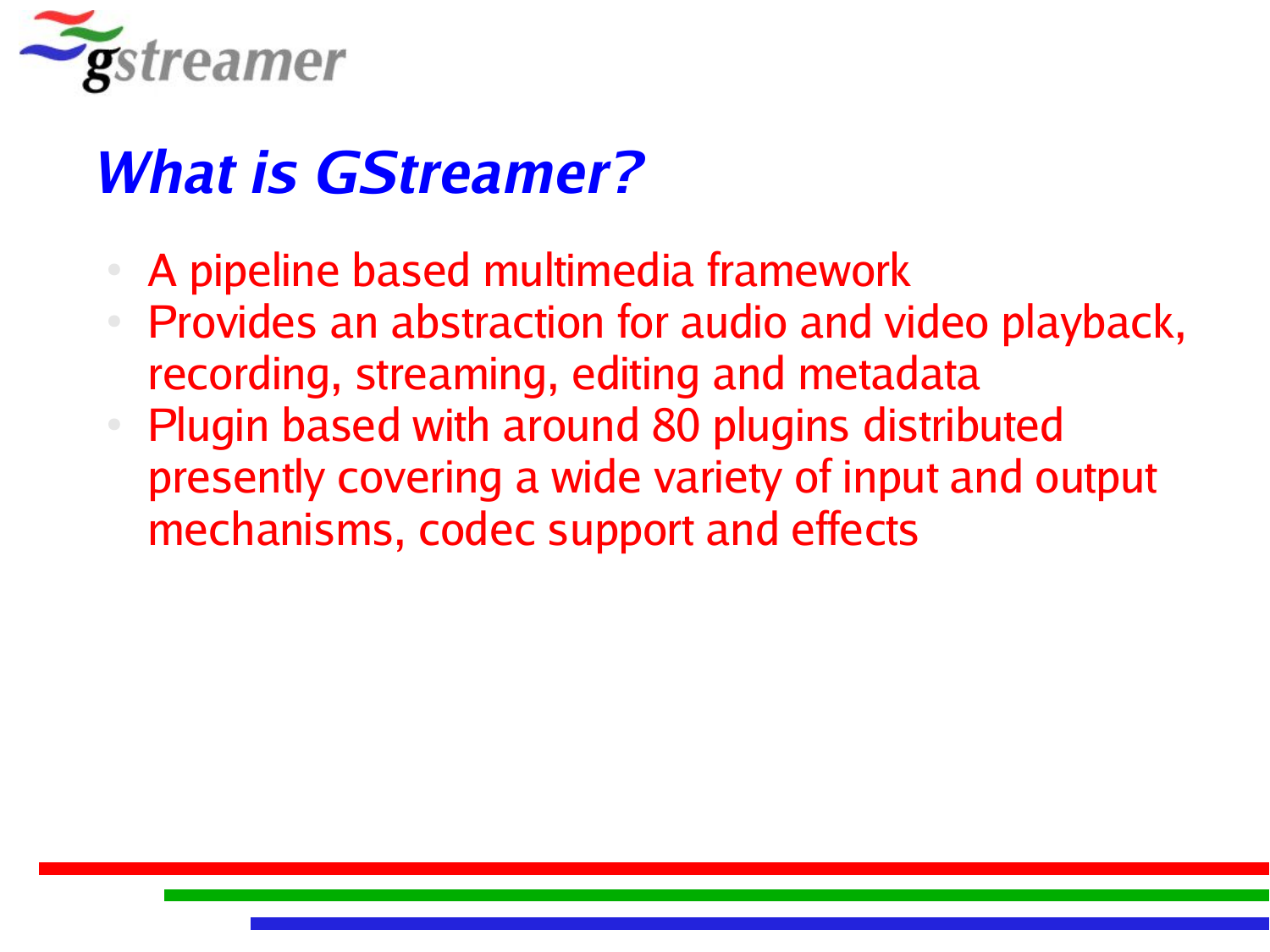# What is GStreamer?

- A pipeline based multimedia framework
- Provides an abstraction for audio and video playback, recording, streaming, editing and metadata
- Plugin based with around 80 plugins distributed presently covering a wide variety of input and output mechanisms, codec support and effects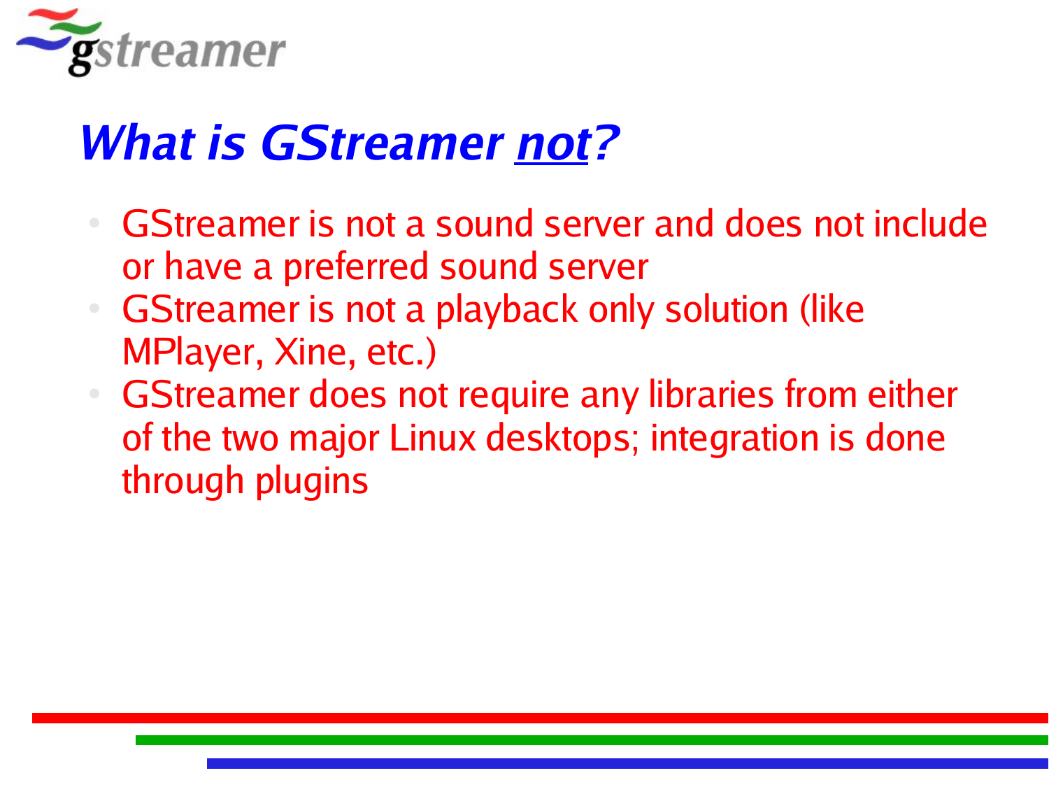# *What is GStreamer **not**?*

- GStreamer is not a sound server and does not include or have a preferred sound server
- GStreamer is not a playback only solution (like MPlayer, Xine, etc.)
- GStreamer does not require any libraries from either of the two major Linux desktops; integration is done through plugins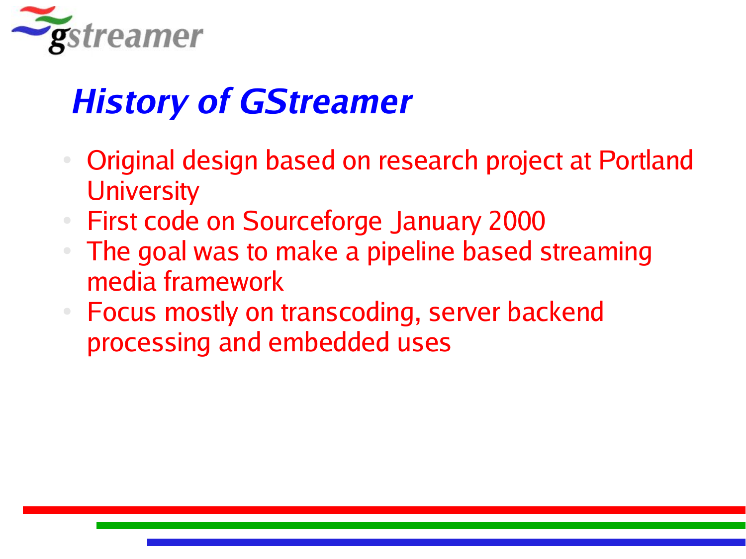# *History of GStreamer*

- Original design based on research project at Portland University
- First code on Sourceforge January 2000
- The goal was to make a pipeline based streaming media framework
- Focus mostly on transcoding, server backend processing and embedded uses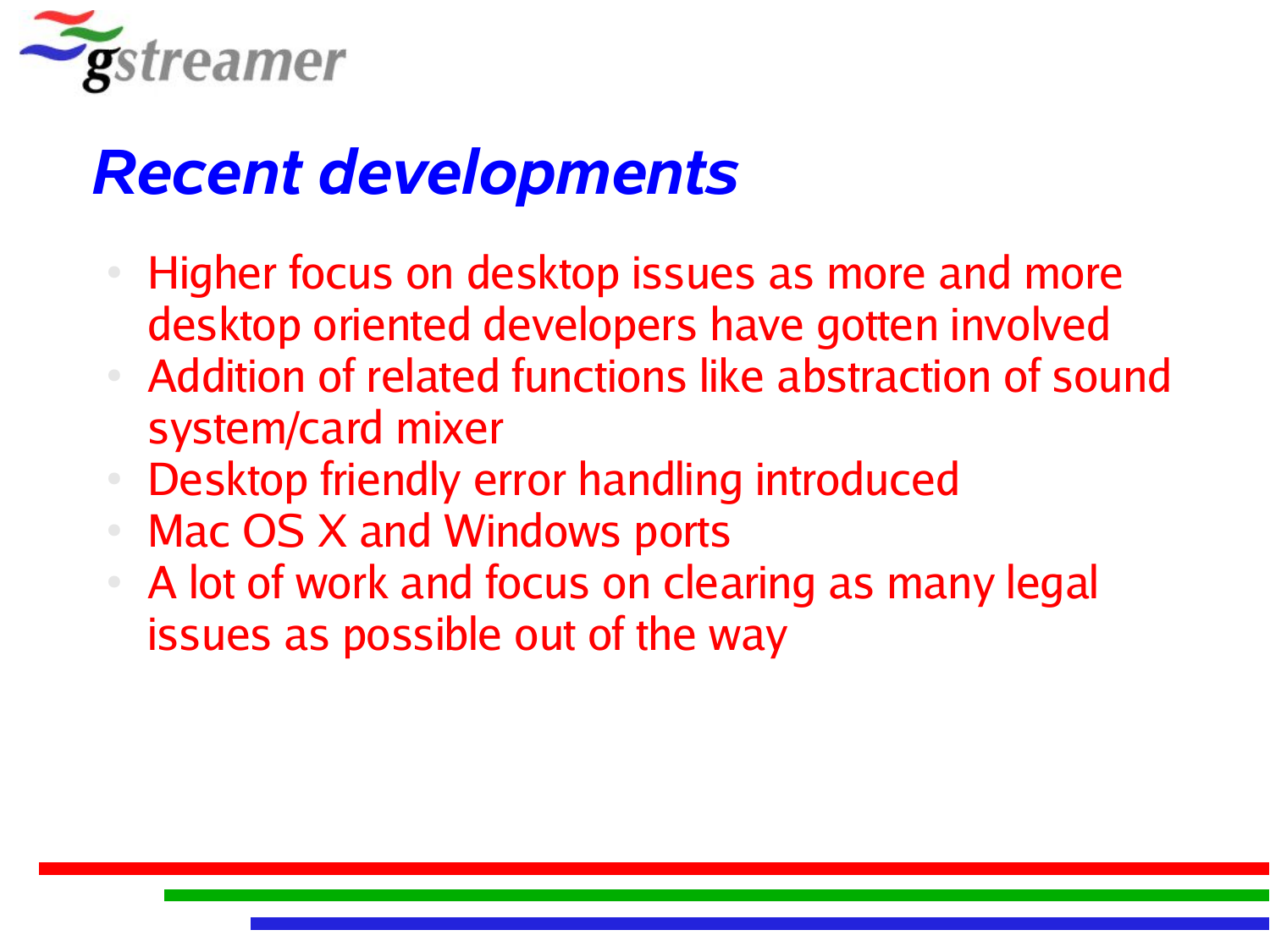# Recent developments

- Higher focus on desktop issues as more and more desktop oriented developers have gotten involved
- Addition of related functions like abstraction of sound system/card mixer
- Desktop friendly error handling introduced
- Mac OS X and Windows ports
- A lot of work and focus on clearing as many legal issues as possible out of the way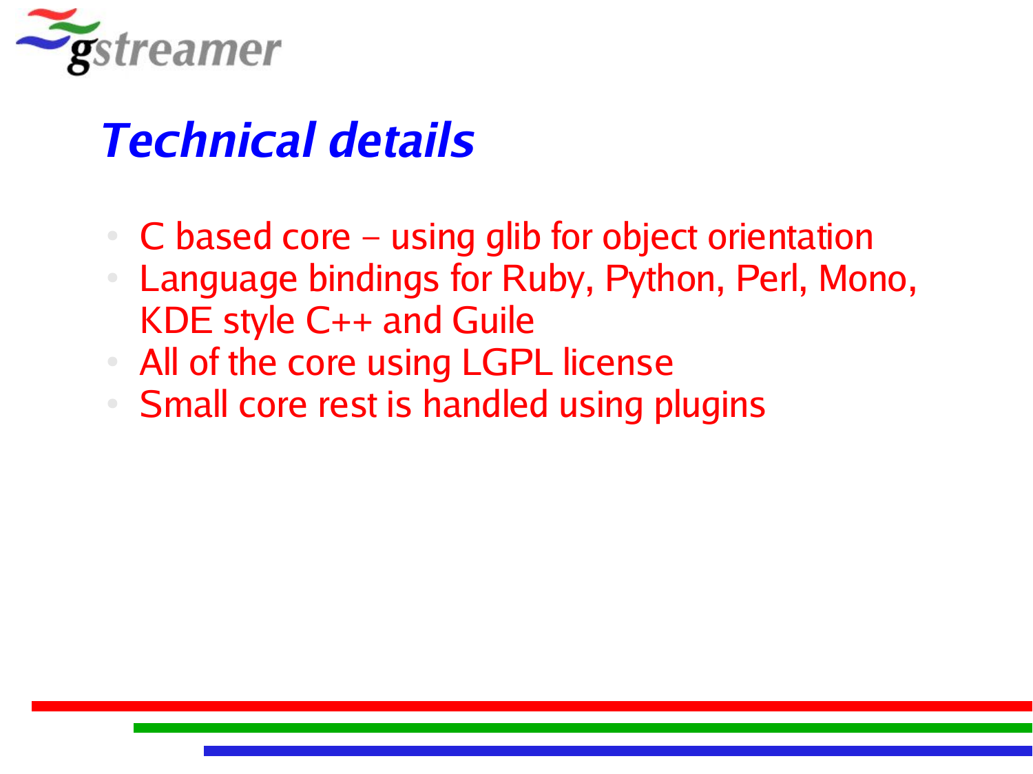# Technical details

- C based core – using glib for object orientation
- Language bindings for Ruby, Python, Perl, Mono, KDE style C++ and Guile
- All of the core using LGPL license
- Small core rest is handled using plugins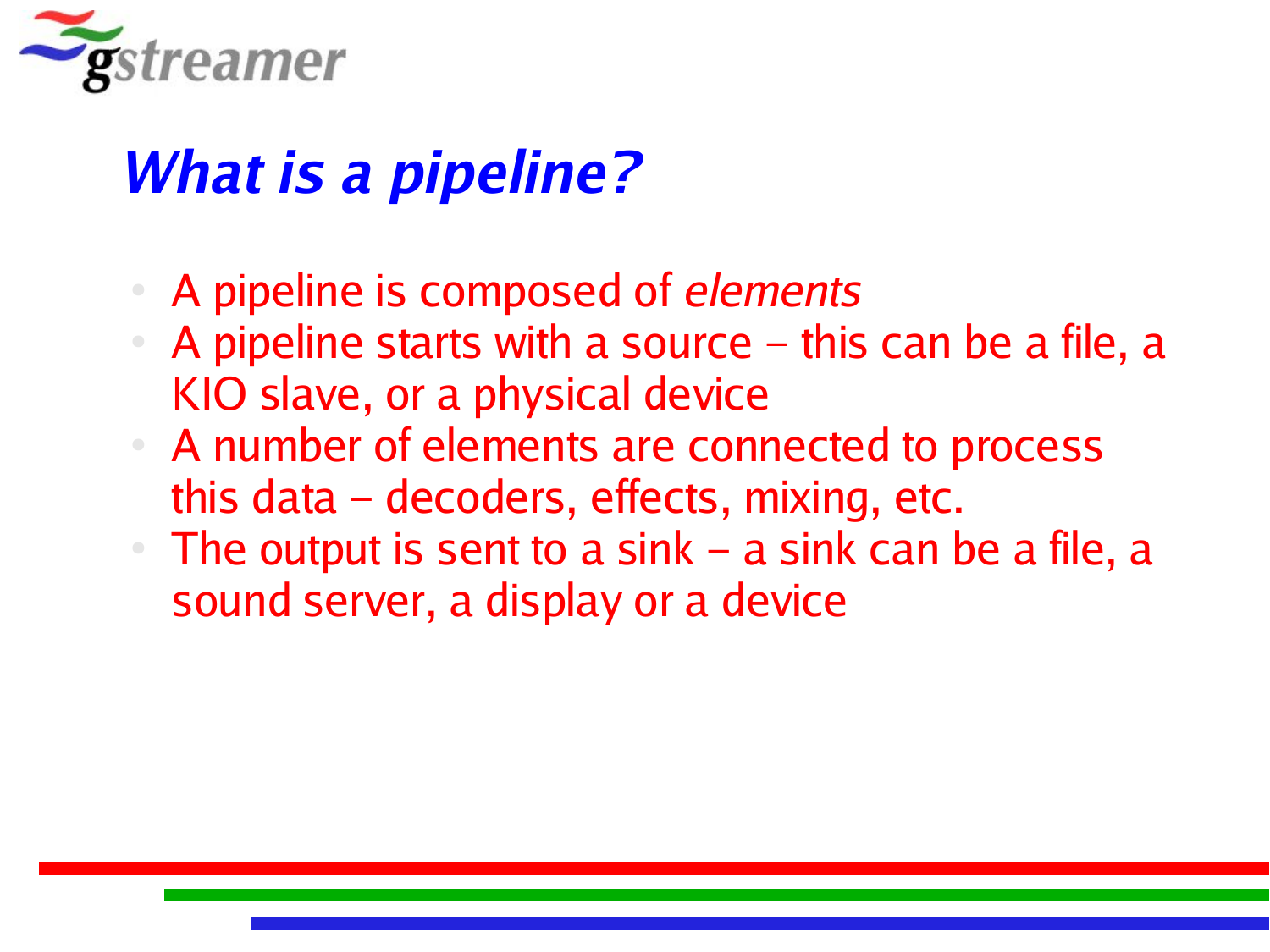# *What is a pipeline?*

- A pipeline is composed of *elements*
- A pipeline starts with a source – this can be a file, a KIO slave, or a physical device
- A number of elements are connected to process this data – decoders, effects, mixing, etc.
- The output is sent to a sink – a sink can be a file, a sound server, a display or a device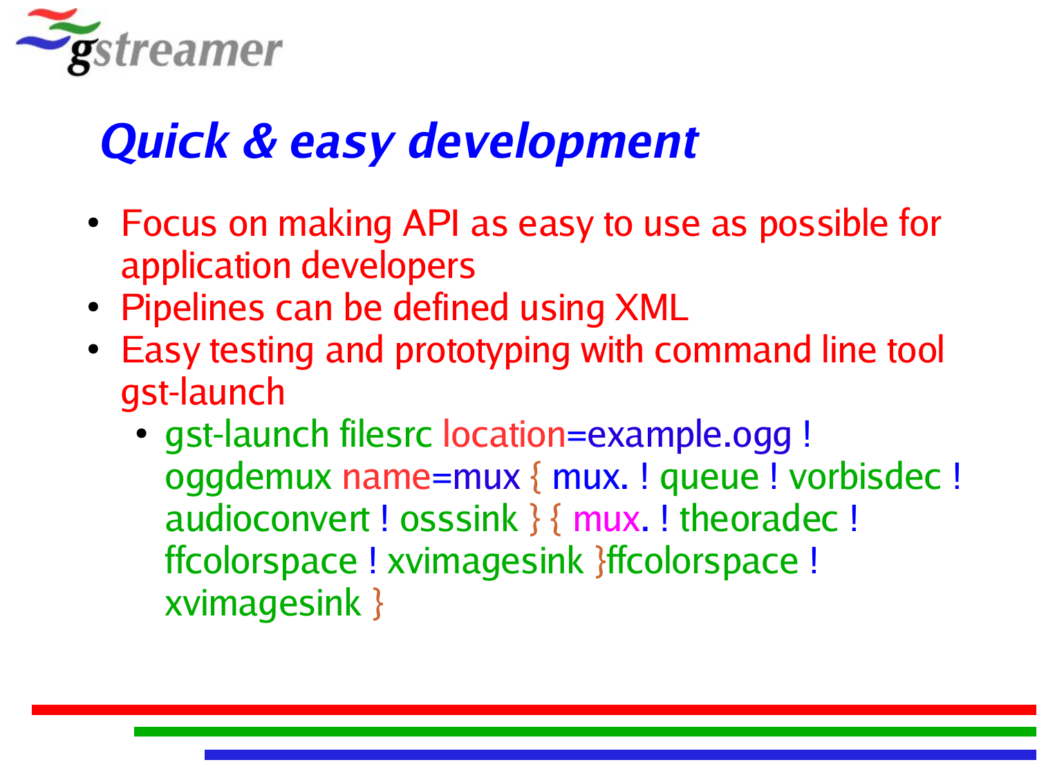# Quick & easy development

- Focus on making API as easy to use as possible for application developers
- Pipelines can be defined using XML
- Easy testing and prototyping with command line tool gst-launch
    - gst-launch filesrc location=example.ogg ! oggdemux name=mux { mux. ! queue ! vorbisdec ! audioconvert ! osssink } { mux. ! theoradec ! ffcolorspace ! xvimagesink }ffcolorspace ! xvimagesink }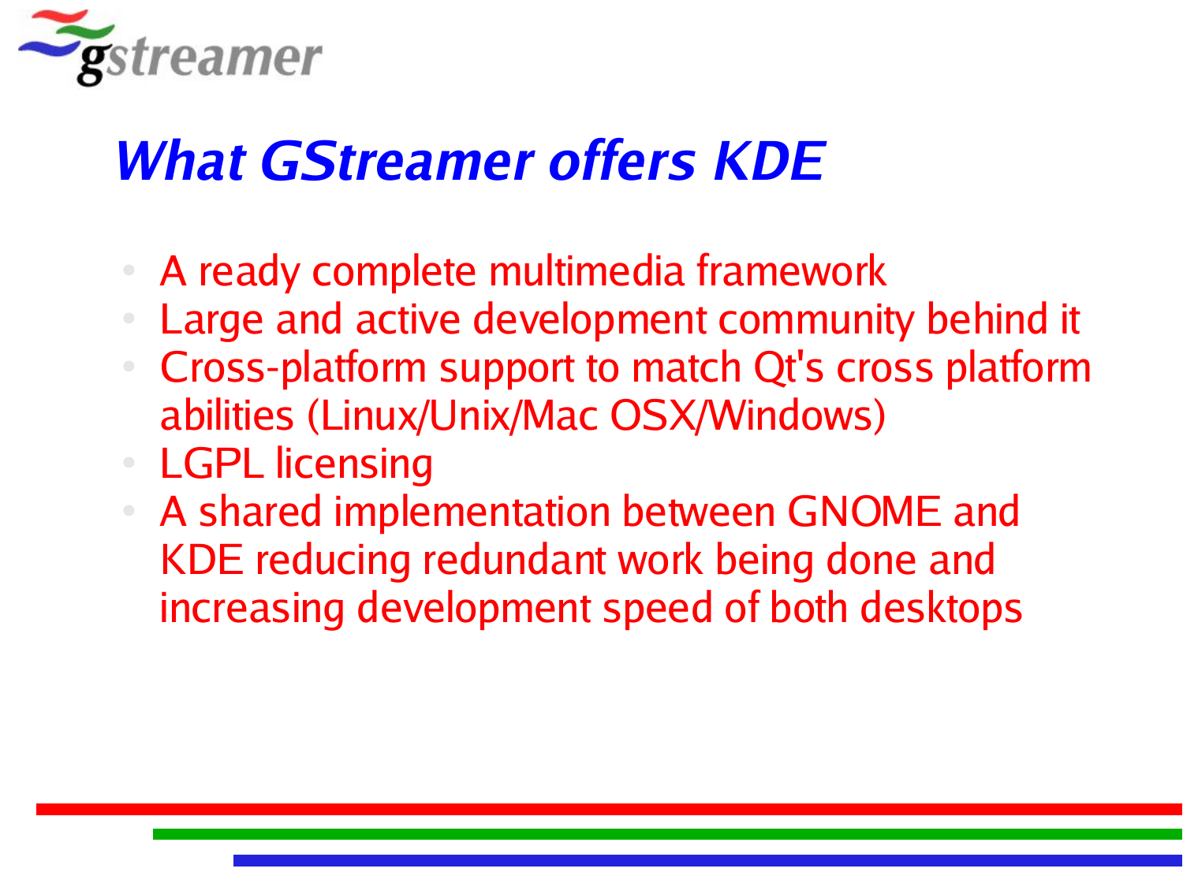# What GStreamer offers KDE

- A ready complete multimedia framework
- Large and active development community behind it
- Cross-platform support to match Qt's cross platform abilities (Linux/Unix/Mac OSX/Windows)
- LGPL licensing
- A shared implementation between GNOME and KDE reducing redundant work being done and increasing development speed of both desktops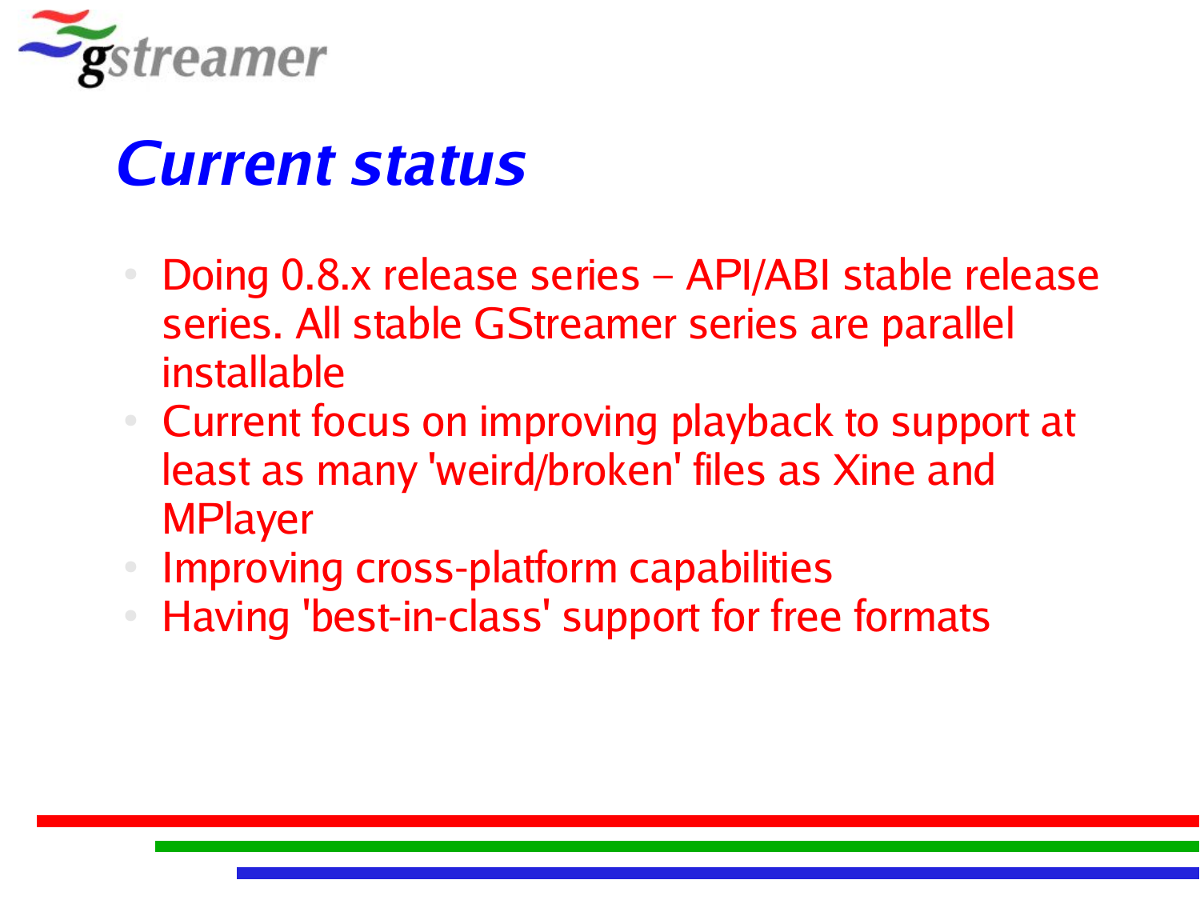# Current status

- Doing 0.8.x release series – API/ABI stable release series. All stable GStreamer series are parallel installable
- Current focus on improving playback to support at least as many 'weird/broken' files as Xine and MPlayer
- Improving cross-platform capabilities
- Having 'best-in-class' support for free formats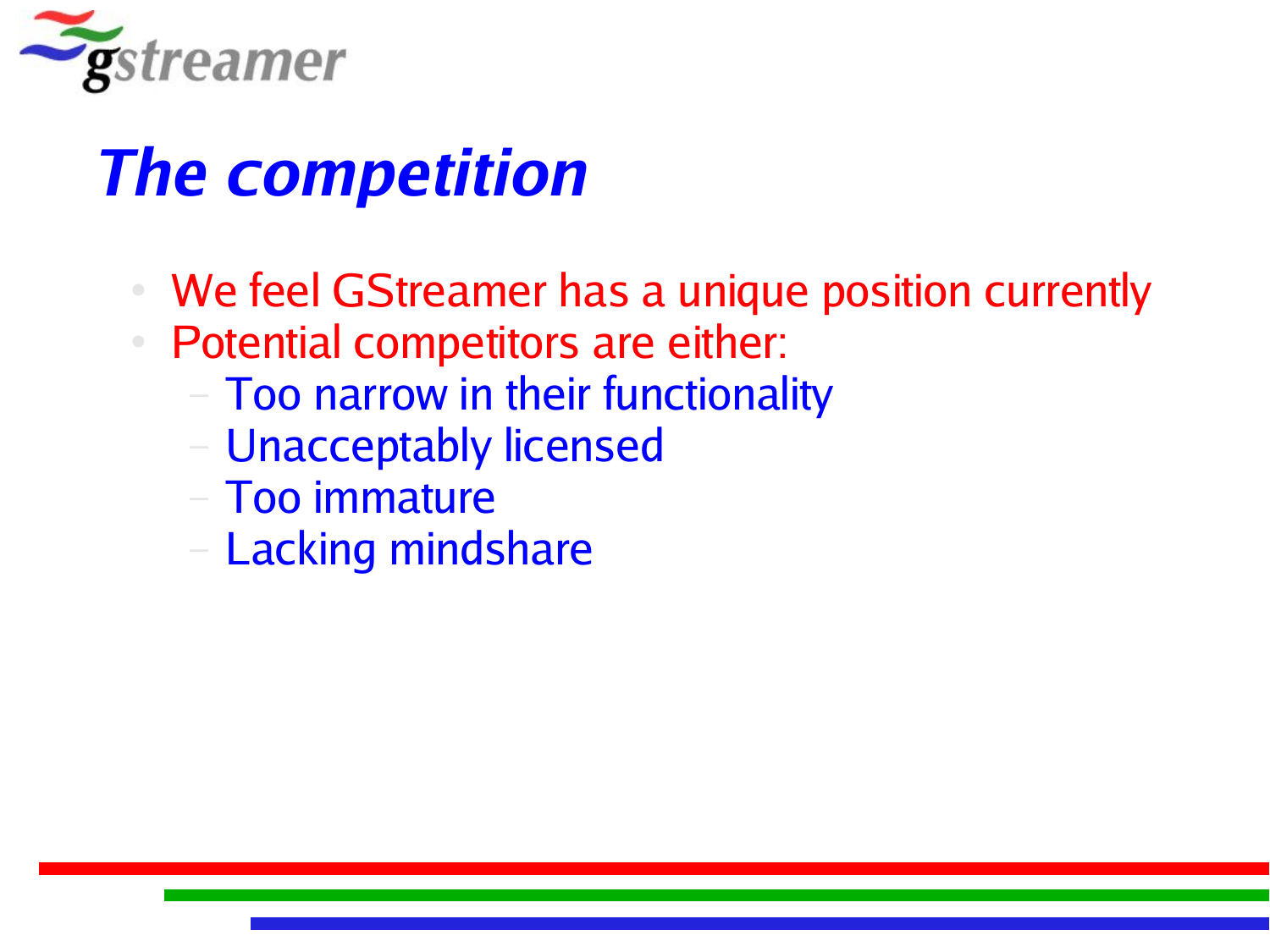# The competition

- We feel GStreamer has a unique position currently
- Potential competitors are either:
  - Too narrow in their functionality
  - Unacceptably licensed
  - Too immature
  - Lacking mindshare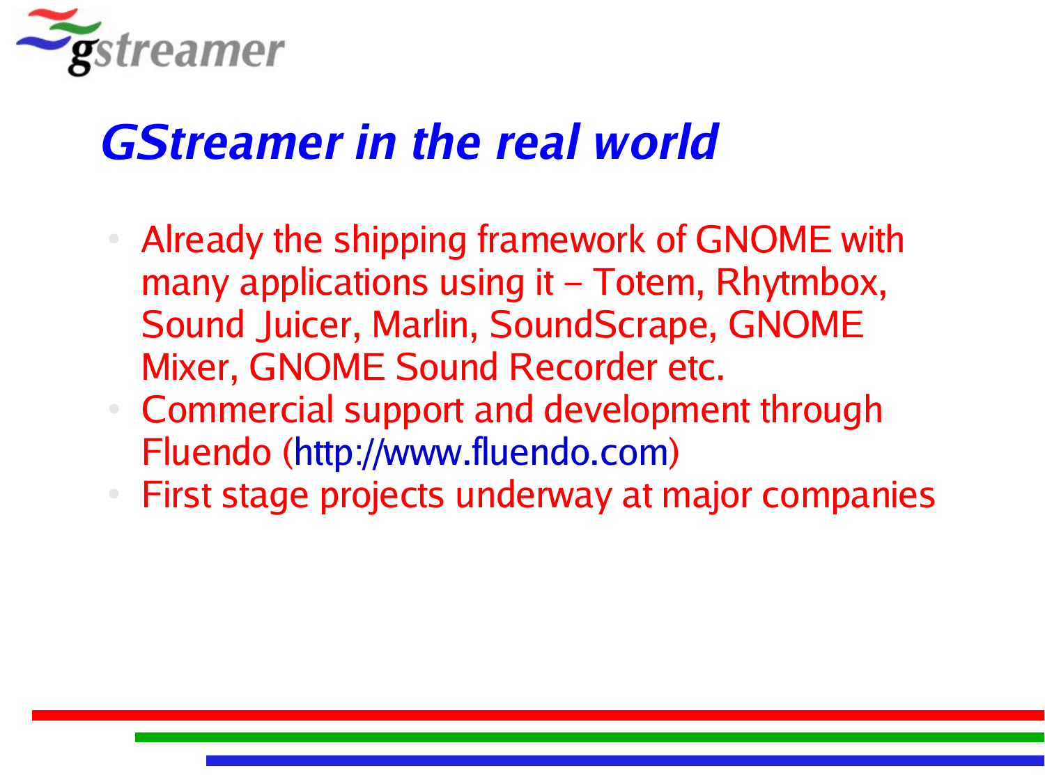# GStreamer in the real world

- Already the shipping framework of GNOME with many applications using it – Totem, Rhytmbox, Sound Juicer, Marlin, SoundScrape, GNOME Mixer, GNOME Sound Recorder etc.
- Commercial support and development through Fluendo (http://www.fluendo.com)
- First stage projects underway at major companies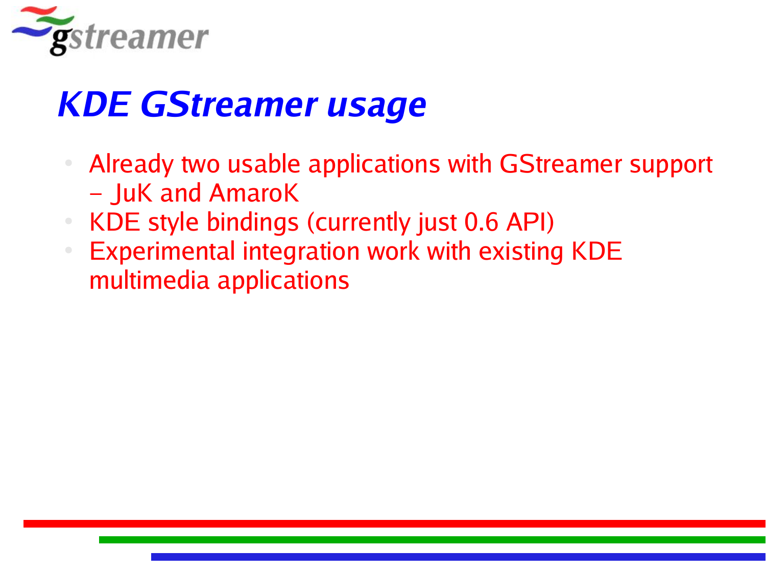# KDE GStreamer usage

- Already two usable applications with GStreamer support – JuK and AmaroK
- KDE style bindings (currently just 0.6 API)
- Experimental integration work with existing KDE multimedia applications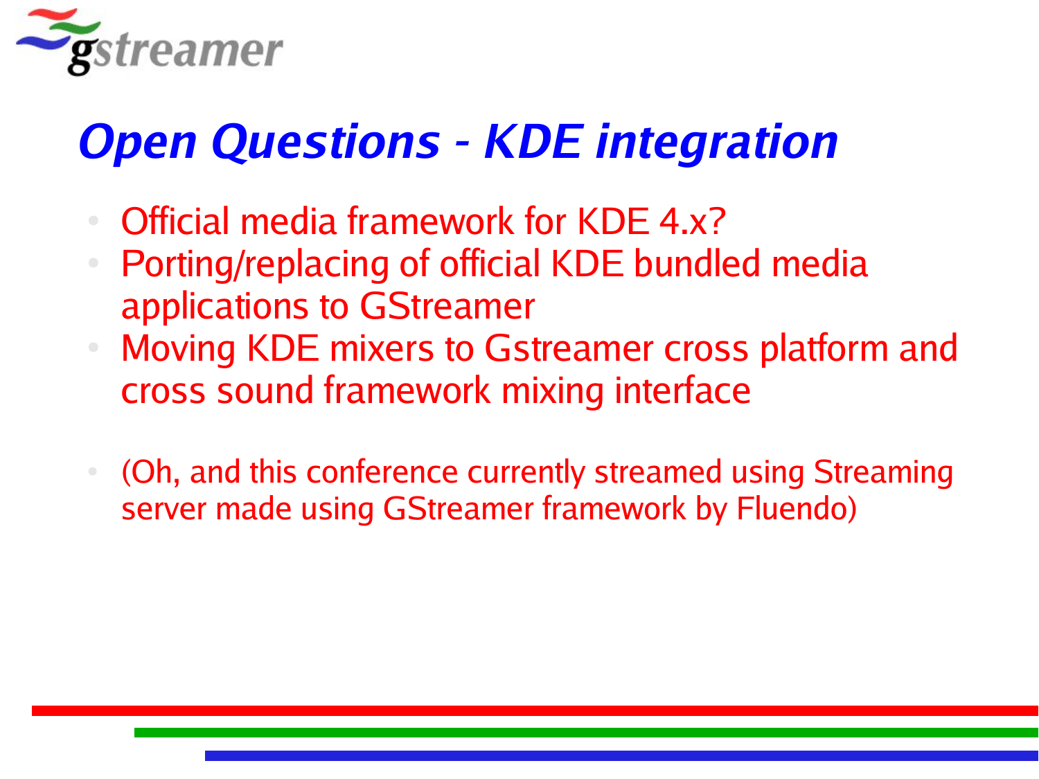# Open Questions - KDE integration

- Official media framework for KDE 4.x?
- Porting/replacing of official KDE bundled media applications to GStreamer
- Moving KDE mixers to Gstreamer cross platform and cross sound framework mixing interface

- (Oh, and this conference currently streamed using Streaming server made using GStreamer framework by Fluendo)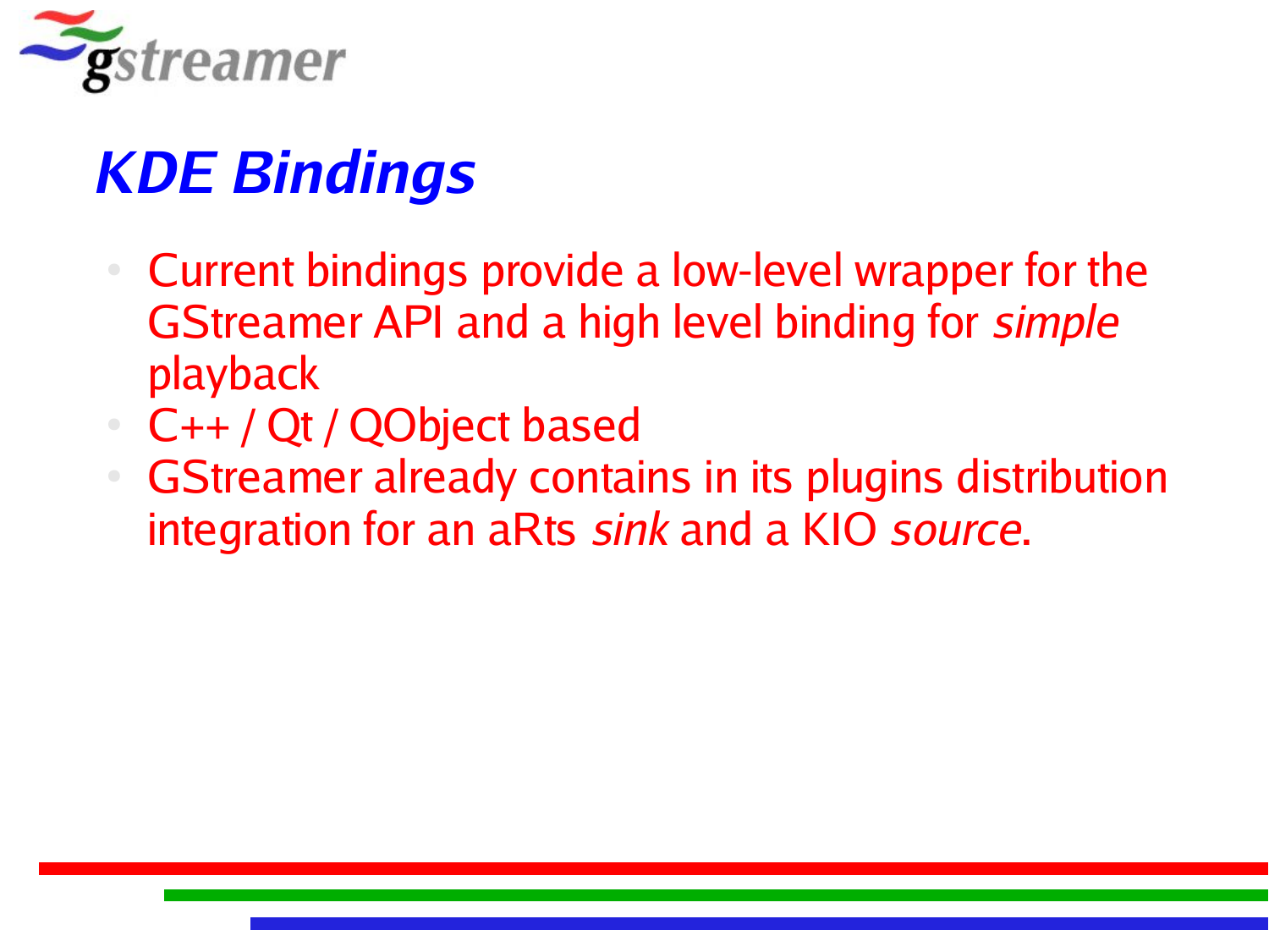# KDE Bindings

- Current bindings provide a low-level wrapper for the GStreamer API and a high level binding for *simple* playback
- C++ / Qt / QObject based
- GStreamer already contains in its plugins distribution integration for an aRts *sink* and a KIO *source*.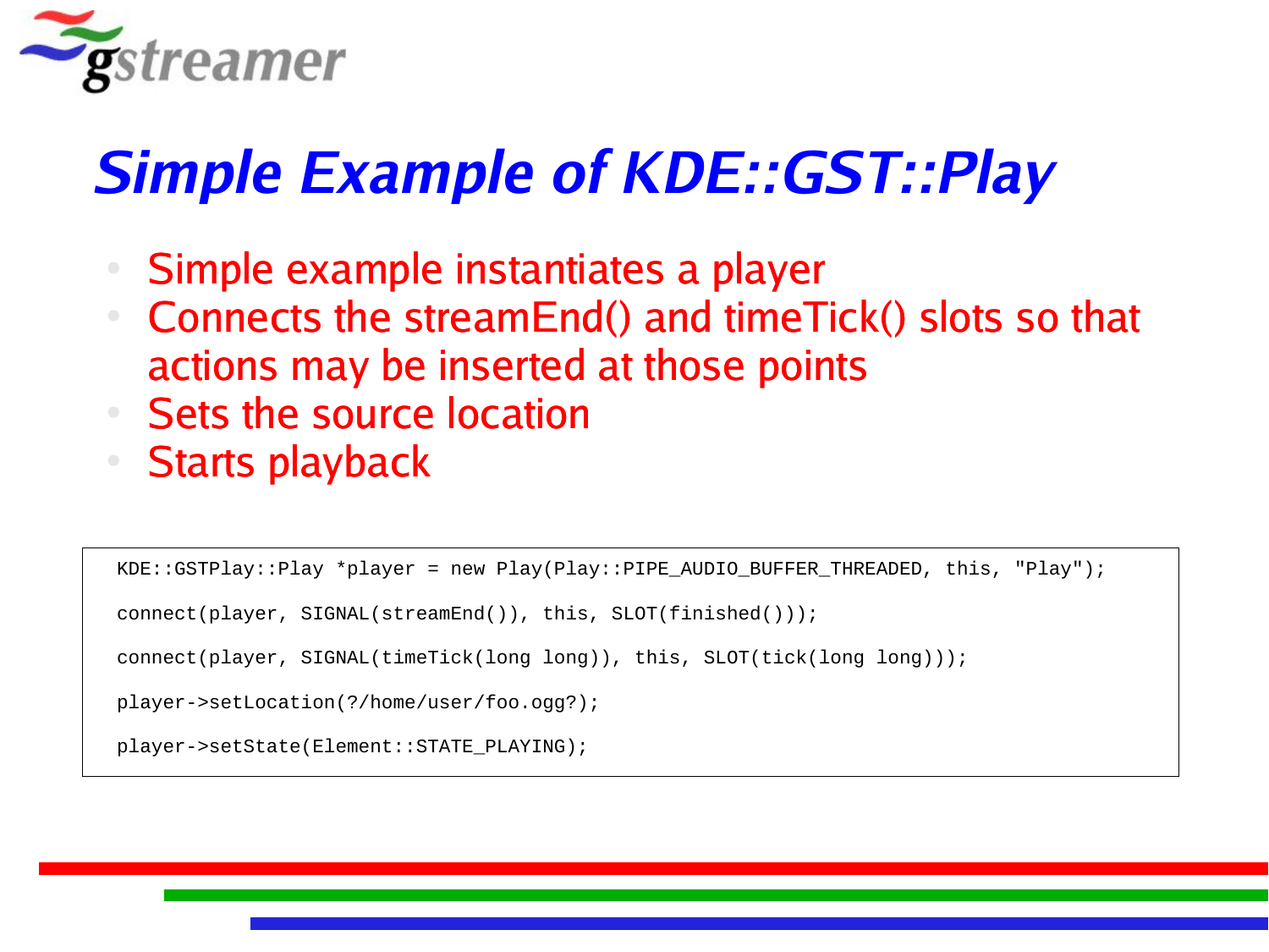# Simple Example of KDE::GST::Play

- Simple example instantiates a player
- Connects the streamEnd() and timeTick() slots so that actions may be inserted at those points
- Sets the source location
- Starts playback

```
KDE::GSTPlay::Play *player = new Play(Play::PIPE_AUDIO_BUFFER_THREADED, this, "Play");

connect(player, SIGNAL(streamEnd()), this, SLOT(finished()));

connect(player, SIGNAL(timeTick(long long)), this, SLOT(tick(long long)));

player->setLocation(?/home/user/foo.ogg?);

player->setState(Element::STATE_PLAYING);
```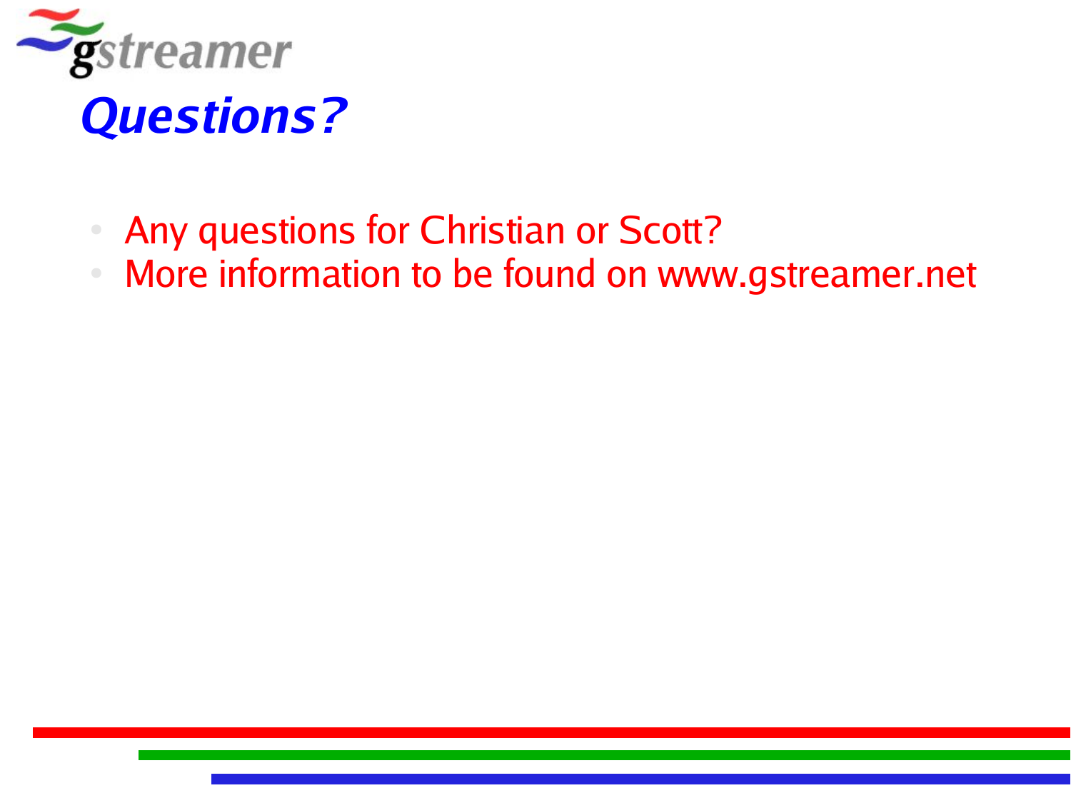# Questions?

- Any questions for Christian or Scott?
- More information to be found on www.gstreamer.net